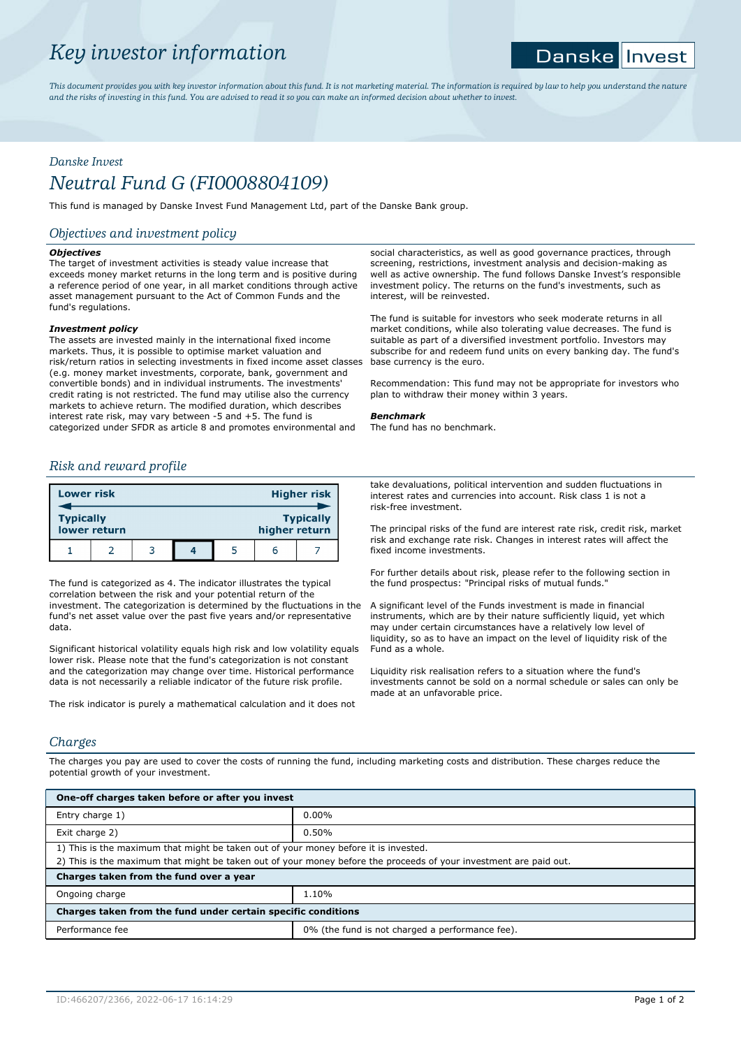# Key investor information

*This document provides you with key investor information about this fund. It is not marketing material. The information is required by law to help you understand the nature and the risks of investing in this fund. You are advised to read it so you can make an informed decision about whether to invest.*

*Danske Invest*

## Neutral Fund G (FI0008804109)

This fund is managed by Danske Invest Fund Management Ltd, part of the Danske Bank group.

### Objectives and investment policy

***Objectives***

The target of investment activities is steady value increase that exceeds money market returns in the long term and is positive during a reference period of one year, in all market conditions through active asset management pursuant to the Act of Common Funds and the fund's regulations.

***Investment policy***

The assets are invested mainly in the international fixed income markets. Thus, it is possible to optimise market valuation and risk/return ratios in selecting investments in fixed income asset classes (e.g. money market investments, corporate, bank, government and convertible bonds) and in individual instruments. The investments' credit rating is not restricted. The fund may utilise also the currency markets to achieve return. The modified duration, which describes interest rate risk, may vary between -5 and +5. The fund is categorized under SFDR as article 8 and promotes environmental and social characteristics, as well as good governance practices, through screening, restrictions, investment analysis and decision-making as well as active ownership. The fund follows Danske Invest's responsible investment policy. The returns on the fund's investments, such as interest, will be reinvested.

The fund is suitable for investors who seek moderate returns in all market conditions, while also tolerating value decreases. The fund is suitable as part of a diversified investment portfolio. Investors may subscribe for and redeem fund units on every banking day. The fund's base currency is the euro.

Recommendation: This fund may not be appropriate for investors who plan to withdraw their money within 3 years.

***Benchmark***

The fund has no benchmark.

### Risk and reward profile

| Lower risk | | | | | | Higher risk |
|---|---|---|---|---|---|---|
| Typically lower return | | | | | | Typically higher return |
| 1 | 2 | 3 | **4** | 5 | 6 | 7 |

The fund is categorized as 4. The indicator illustrates the typical correlation between the risk and your potential return of the investment. The categorization is determined by the fluctuations in the fund's net asset value over the past five years and/or representative data.

Significant historical volatility equals high risk and low volatility equals lower risk. Please note that the fund's categorization is not constant and the categorization may change over time. Historical performance data is not necessarily a reliable indicator of the future risk profile.

The risk indicator is purely a mathematical calculation and it does not take devaluations, political intervention and sudden fluctuations in interest rates and currencies into account. Risk class 1 is not a risk-free investment.

The principal risks of the fund are interest rate risk, credit risk, market risk and exchange rate risk. Changes in interest rates will affect the fixed income investments.

For further details about risk, please refer to the following section in the fund prospectus: "Principal risks of mutual funds."

A significant level of the Funds investment is made in financial instruments, which are by their nature sufficiently liquid, yet which may under certain circumstances have a relatively low level of liquidity, so as to have an impact on the level of liquidity risk of the Fund as a whole.

Liquidity risk realisation refers to a situation where the fund's investments cannot be sold on a normal schedule or sales can only be made at an unfavorable price.

### Charges

The charges you pay are used to cover the costs of running the fund, including marketing costs and distribution. These charges reduce the potential growth of your investment.

| **One-off charges taken before or after you invest** | |
|---|---|
| Entry charge 1) | 0.00% |
| Exit charge 2) | 0.50% |
| 1) This is the maximum that might be taken out of your money before it is invested.<br>2) This is the maximum that might be taken out of your money before the proceeds of your investment are paid out. | |
| **Charges taken from the fund over a year** | |
| Ongoing charge | 1.10% |
| **Charges taken from the fund under certain specific conditions** | |
| Performance fee | 0% (the fund is not charged a performance fee). |

ID:466207/2366, 2022-06-17 16:14:29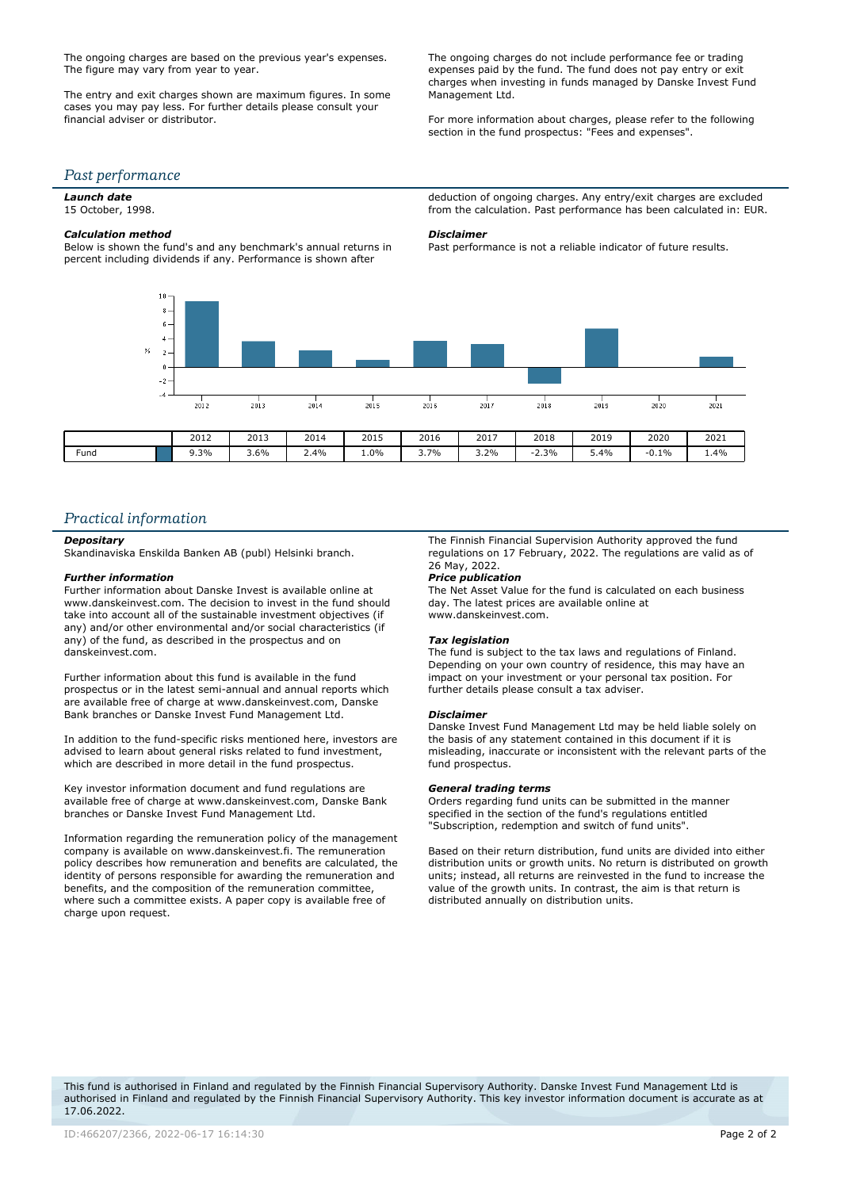The ongoing charges are based on the previous year's expenses. The figure may vary from year to year.

The entry and exit charges shown are maximum figures. In some cases you may pay less. For further details please consult your financial adviser or distributor.

The ongoing charges do not include performance fee or trading expenses paid by the fund. The fund does not pay entry or exit charges when investing in funds managed by Danske Invest Fund Management Ltd.

For more information about charges, please refer to the following section in the fund prospectus: "Fees and expenses".

## *Past performance*

***Launch date***
15 October, 1998.

***Calculation method***
Below is shown the fund's and any benchmark's annual returns in percent including dividends if any. Performance is shown after deduction of ongoing charges. Any entry/exit charges are excluded from the calculation. Past performance has been calculated in: EUR.

***Disclaimer***
Past performance is not a reliable indicator of future results.

%
10
8
6
4
2
0
-2
-4
2012 2013 2014 2015 2016 2017 2018 2019 2020 2021

| | 2012 | 2013 | 2014 | 2015 | 2016 | 2017 | 2018 | 2019 | 2020 | 2021 |
|---|---|---|---|---|---|---|---|---|---|---|
| Fund | 9.3% | 3.6% | 2.4% | 1.0% | 3.7% | 3.2% | -2.3% | 5.4% | -0.1% | 1.4% |

## *Practical information*

***Depositary***
Skandinaviska Enskilda Banken AB (publ) Helsinki branch.

***Further information***
Further information about Danske Invest is available online at www.danskeinvest.com. The decision to invest in the fund should take into account all of the sustainable investment objectives (if any) and/or other environmental and/or social characteristics (if any) of the fund, as described in the prospectus and on danskeinvest.com.

Further information about this fund is available in the fund prospectus or in the latest semi-annual and annual reports which are available free of charge at www.danskeinvest.com, Danske Bank branches or Danske Invest Fund Management Ltd.

In addition to the fund-specific risks mentioned here, investors are advised to learn about general risks related to fund investment, which are described in more detail in the fund prospectus.

Key investor information document and fund regulations are available free of charge at www.danskeinvest.com, Danske Bank branches or Danske Invest Fund Management Ltd.

Information regarding the remuneration policy of the management company is available on www.danskeinvest.fi. The remuneration policy describes how remuneration and benefits are calculated, the identity of persons responsible for awarding the remuneration and benefits, and the composition of the remuneration committee, where such a committee exists. A paper copy is available free of charge upon request.

The Finnish Financial Supervision Authority approved the fund regulations on 17 February, 2022. The regulations are valid as of 26 May, 2022.

***Price publication***
The Net Asset Value for the fund is calculated on each business day. The latest prices are available online at www.danskeinvest.com.

***Tax legislation***
The fund is subject to the tax laws and regulations of Finland. Depending on your own country of residence, this may have an impact on your investment or your personal tax position. For further details please consult a tax adviser.

***Disclaimer***
Danske Invest Fund Management Ltd may be held liable solely on the basis of any statement contained in this document if it is misleading, inaccurate or inconsistent with the relevant parts of the fund prospectus.

***General trading terms***
Orders regarding fund units can be submitted in the manner specified in the section of the fund's regulations entitled "Subscription, redemption and switch of fund units".

Based on their return distribution, fund units are divided into either distribution units or growth units. No return is distributed on growth units; instead, all returns are reinvested in the fund to increase the value of the growth units. In contrast, the aim is that return is distributed annually on distribution units.

This fund is authorised in Finland and regulated by the Finnish Financial Supervisory Authority. Danske Invest Fund Management Ltd is authorised in Finland and regulated by the Finnish Financial Supervisory Authority. This key investor information document is accurate as at 17.06.2022.

ID:466207/2366, 2022-06-17 16:14:30